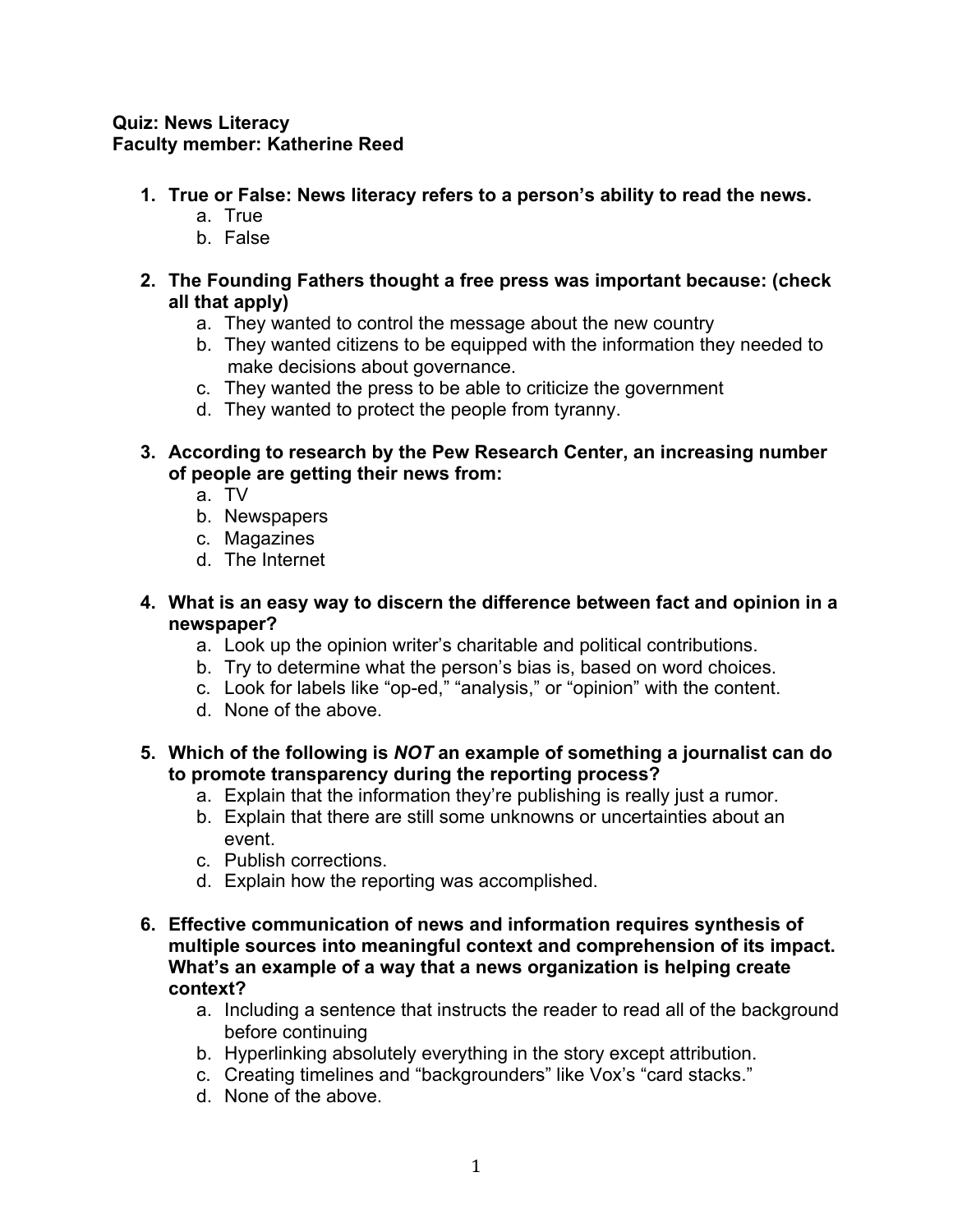**Quiz: News Literacy**
**Faculty member: Katherine Reed**

1. **True or False: News literacy refers to a person's ability to read the news.**
   a. True
   b. False

2. **The Founding Fathers thought a free press was important because: (check all that apply)**
   a. They wanted to control the message about the new country
   b. They wanted citizens to be equipped with the information they needed to make decisions about governance.
   c. They wanted the press to be able to criticize the government
   d. They wanted to protect the people from tyranny.

3. **According to research by the Pew Research Center, an increasing number of people are getting their news from:**
   a. TV
   b. Newspapers
   c. Magazines
   d. The Internet

4. **What is an easy way to discern the difference between fact and opinion in a newspaper?**
   a. Look up the opinion writer's charitable and political contributions.
   b. Try to determine what the person's bias is, based on word choices.
   c. Look for labels like "op-ed," "analysis," or "opinion" with the content.
   d. None of the above.

5. **Which of the following is *NOT* an example of something a journalist can do to promote transparency during the reporting process?**
   a. Explain that the information they're publishing is really just a rumor.
   b. Explain that there are still some unknowns or uncertainties about an event.
   c. Publish corrections.
   d. Explain how the reporting was accomplished.

6. **Effective communication of news and information requires synthesis of multiple sources into meaningful context and comprehension of its impact. What's an example of a way that a news organization is helping create context?**
   a. Including a sentence that instructs the reader to read all of the background before continuing
   b. Hyperlinking absolutely everything in the story except attribution.
   c. Creating timelines and "backgrounders" like Vox's "card stacks."
   d. None of the above.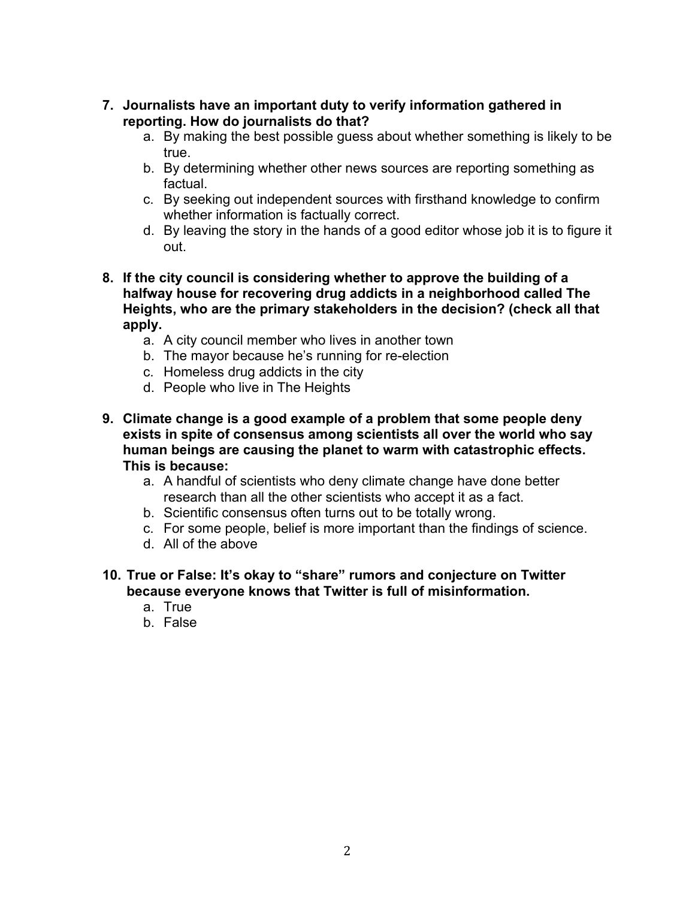**7. Journalists have an important duty to verify information gathered in reporting. How do journalists do that?**

   a. By making the best possible guess about whether something is likely to be true.
   b. By determining whether other news sources are reporting something as factual.
   c. By seeking out independent sources with firsthand knowledge to confirm whether information is factually correct.
   d. By leaving the story in the hands of a good editor whose job it is to figure it out.

**8. If the city council is considering whether to approve the building of a halfway house for recovering drug addicts in a neighborhood called The Heights, who are the primary stakeholders in the decision? (check all that apply.**

   a. A city council member who lives in another town
   b. The mayor because he's running for re-election
   c. Homeless drug addicts in the city
   d. People who live in The Heights

**9. Climate change is a good example of a problem that some people deny exists in spite of consensus among scientists all over the world who say human beings are causing the planet to warm with catastrophic effects. This is because:**

   a. A handful of scientists who deny climate change have done better research than all the other scientists who accept it as a fact.
   b. Scientific consensus often turns out to be totally wrong.
   c. For some people, belief is more important than the findings of science.
   d. All of the above

**10. True or False: It's okay to "share" rumors and conjecture on Twitter because everyone knows that Twitter is full of misinformation.**

   a. True
   b. False